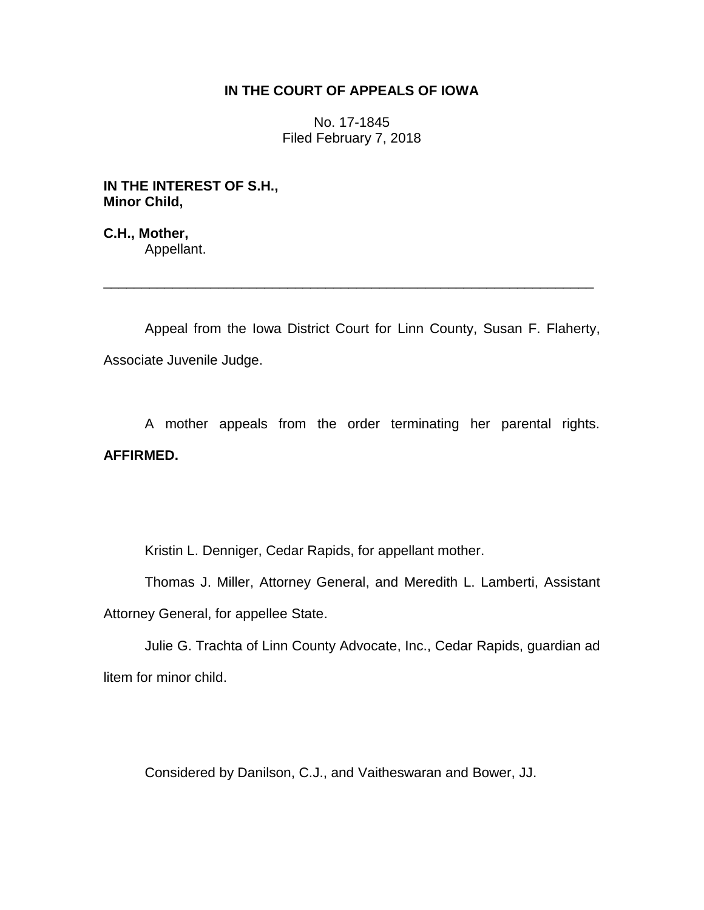**IN THE COURT OF APPEALS OF IOWA**

No. 17-1845
Filed February 7, 2018

**IN THE INTEREST OF S.H.,**
**Minor Child,**

**C.H., Mother,**
Appellant.

---

Appeal from the Iowa District Court for Linn County, Susan F. Flaherty, Associate Juvenile Judge.

A mother appeals from the order terminating her parental rights. **AFFIRMED.**

Kristin L. Denniger, Cedar Rapids, for appellant mother.

Thomas J. Miller, Attorney General, and Meredith L. Lamberti, Assistant Attorney General, for appellee State.

Julie G. Trachta of Linn County Advocate, Inc., Cedar Rapids, guardian ad litem for minor child.

Considered by Danilson, C.J., and Vaitheswaran and Bower, JJ.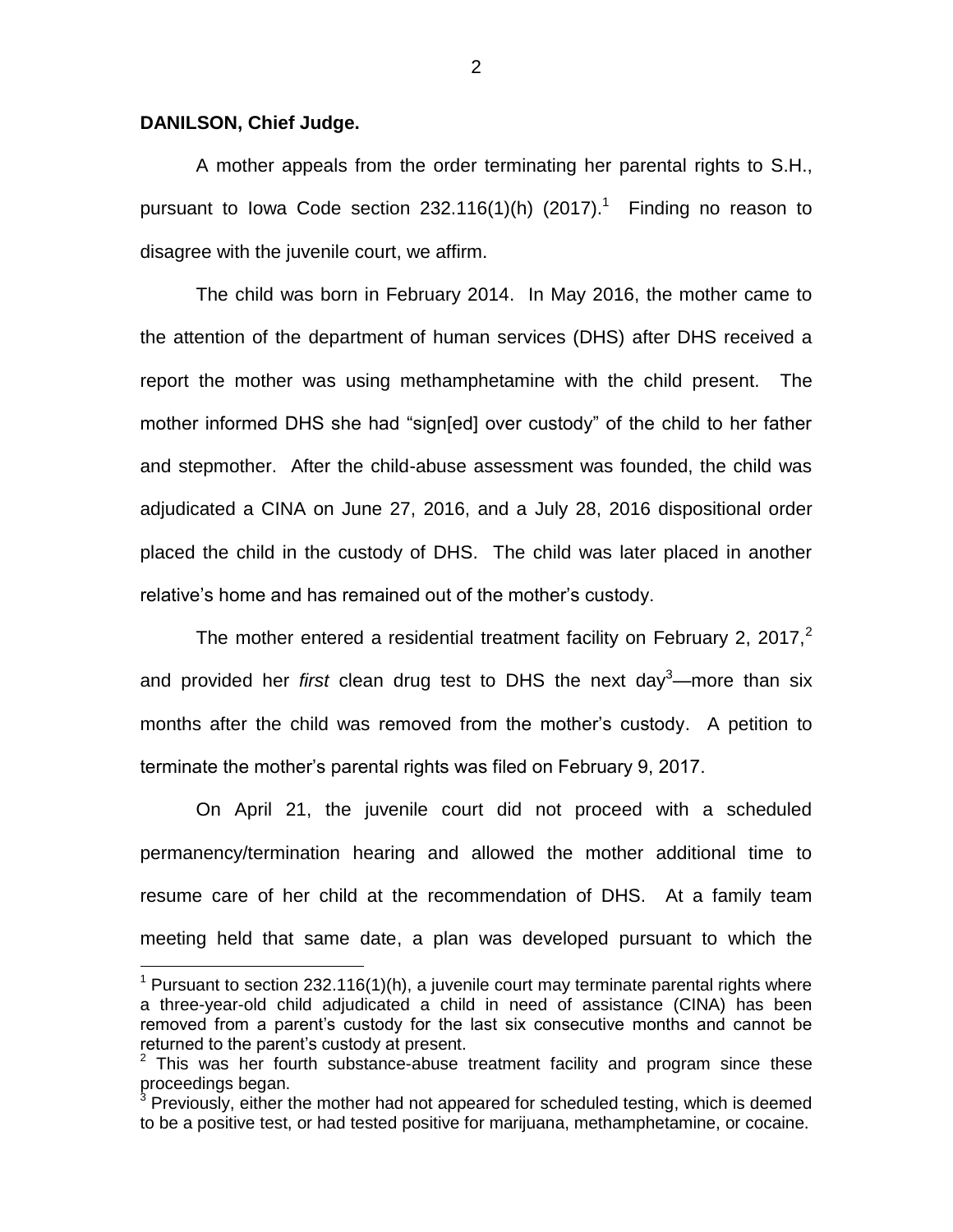**DANILSON, Chief Judge.**

A mother appeals from the order terminating her parental rights to S.H., pursuant to Iowa Code section 232.116(1)(h) (2017).[1] Finding no reason to disagree with the juvenile court, we affirm.

The child was born in February 2014. In May 2016, the mother came to the attention of the department of human services (DHS) after DHS received a report the mother was using methamphetamine with the child present. The mother informed DHS she had "sign[ed] over custody" of the child to her father and stepmother. After the child-abuse assessment was founded, the child was adjudicated a CINA on June 27, 2016, and a July 28, 2016 dispositional order placed the child in the custody of DHS. The child was later placed in another relative's home and has remained out of the mother's custody.

The mother entered a residential treatment facility on February 2, 2017,[2] and provided her *first* clean drug test to DHS the next day[3]—more than six months after the child was removed from the mother's custody. A petition to terminate the mother's parental rights was filed on February 9, 2017.

On April 21, the juvenile court did not proceed with a scheduled permanency/termination hearing and allowed the mother additional time to resume care of her child at the recommendation of DHS. At a family team meeting held that same date, a plan was developed pursuant to which the

---

[1] Pursuant to section 232.116(1)(h), a juvenile court may terminate parental rights where a three-year-old child adjudicated a child in need of assistance (CINA) has been removed from a parent's custody for the last six consecutive months and cannot be returned to the parent's custody at present.

[2] This was her fourth substance-abuse treatment facility and program since these proceedings began.

[3] Previously, either the mother had not appeared for scheduled testing, which is deemed to be a positive test, or had tested positive for marijuana, methamphetamine, or cocaine.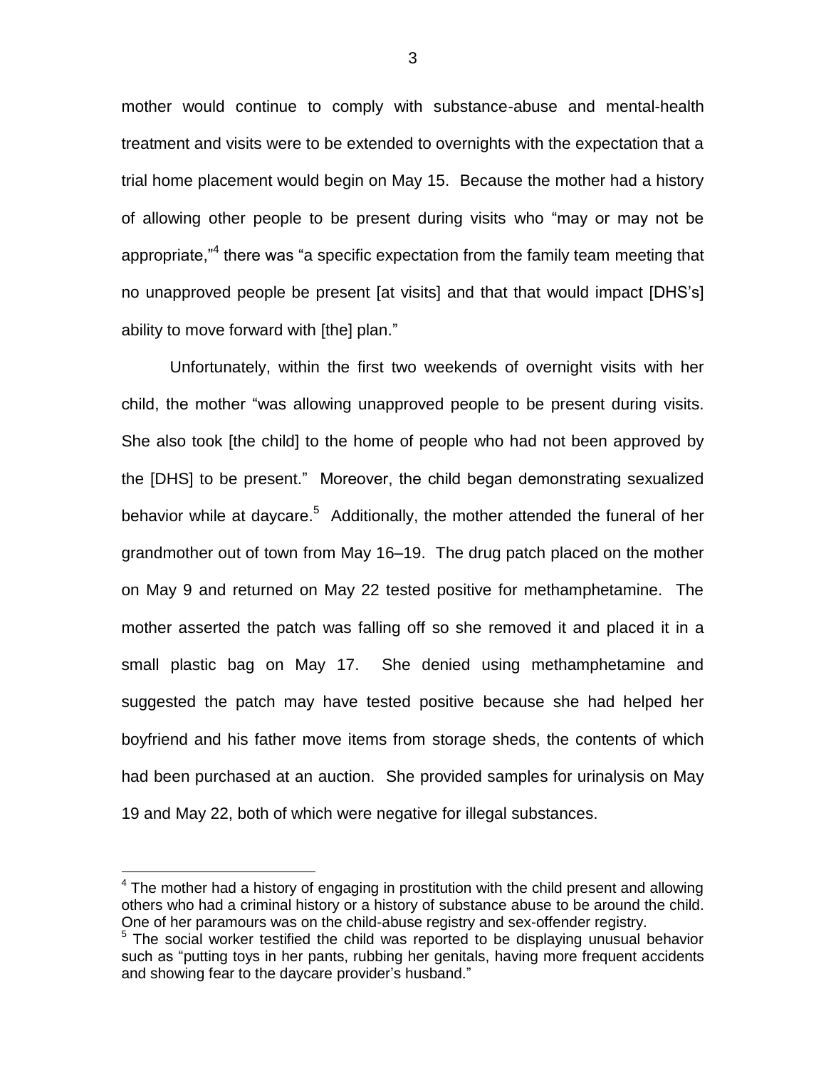mother would continue to comply with substance-abuse and mental-health treatment and visits were to be extended to overnights with the expectation that a trial home placement would begin on May 15. Because the mother had a history of allowing other people to be present during visits who "may or may not be appropriate,"[4] there was "a specific expectation from the family team meeting that no unapproved people be present [at visits] and that that would impact [DHS's] ability to move forward with [the] plan."

Unfortunately, within the first two weekends of overnight visits with her child, the mother "was allowing unapproved people to be present during visits. She also took [the child] to the home of people who had not been approved by the [DHS] to be present." Moreover, the child began demonstrating sexualized behavior while at daycare.[5] Additionally, the mother attended the funeral of her grandmother out of town from May 16–19. The drug patch placed on the mother on May 9 and returned on May 22 tested positive for methamphetamine. The mother asserted the patch was falling off so she removed it and placed it in a small plastic bag on May 17. She denied using methamphetamine and suggested the patch may have tested positive because she had helped her boyfriend and his father move items from storage sheds, the contents of which had been purchased at an auction. She provided samples for urinalysis on May 19 and May 22, both of which were negative for illegal substances.

---

[4] The mother had a history of engaging in prostitution with the child present and allowing others who had a criminal history or a history of substance abuse to be around the child. One of her paramours was on the child-abuse registry and sex-offender registry.

[5] The social worker testified the child was reported to be displaying unusual behavior such as "putting toys in her pants, rubbing her genitals, having more frequent accidents and showing fear to the daycare provider's husband."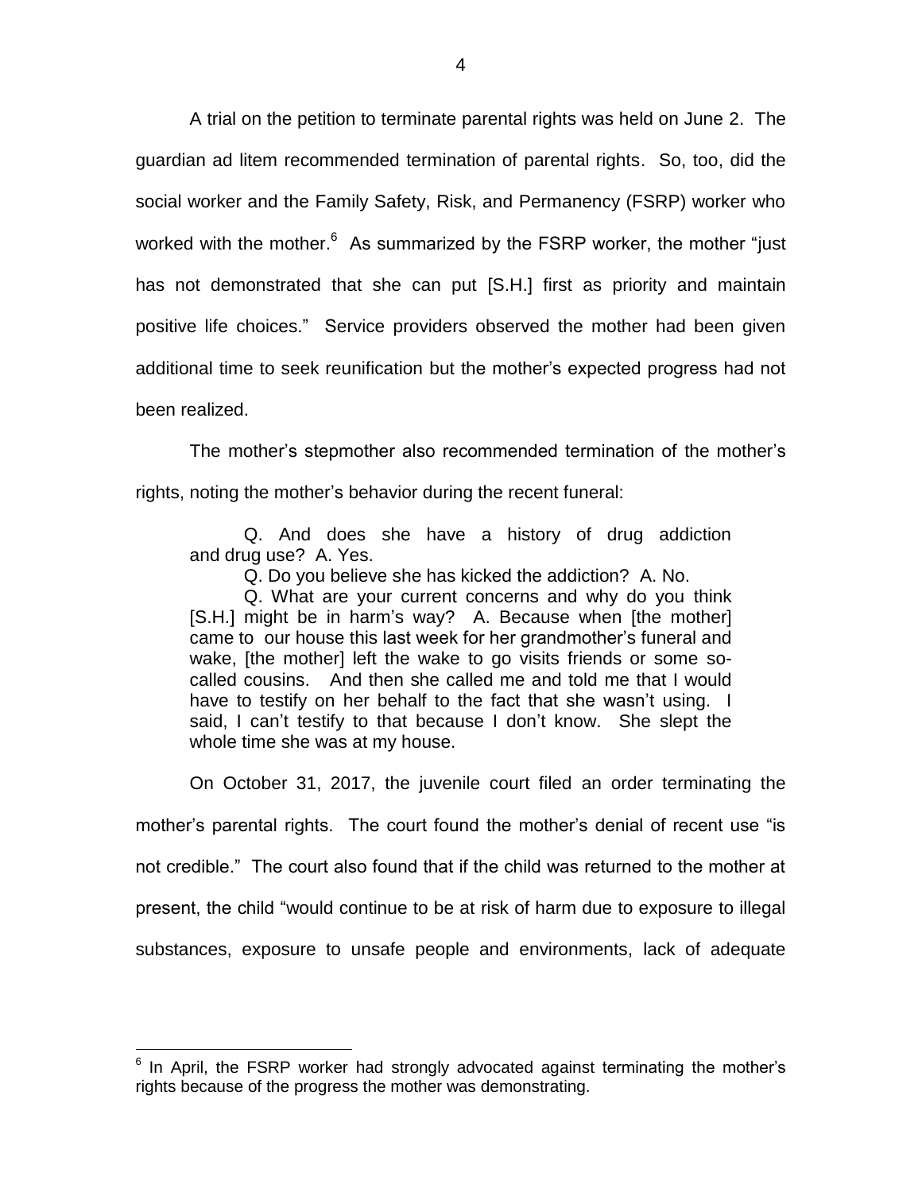A trial on the petition to terminate parental rights was held on June 2. The guardian ad litem recommended termination of parental rights. So, too, did the social worker and the Family Safety, Risk, and Permanency (FSRP) worker who worked with the mother.[6] As summarized by the FSRP worker, the mother "just has not demonstrated that she can put [S.H.] first as priority and maintain positive life choices." Service providers observed the mother had been given additional time to seek reunification but the mother's expected progress had not been realized.

The mother's stepmother also recommended termination of the mother's rights, noting the mother's behavior during the recent funeral:

> Q. And does she have a history of drug addiction and drug use? A. Yes.
>
> Q. Do you believe she has kicked the addiction? A. No.
>
> Q. What are your current concerns and why do you think [S.H.] might be in harm's way? A. Because when [the mother] came to our house this last week for her grandmother's funeral and wake, [the mother] left the wake to go visits friends or some so-called cousins. And then she called me and told me that I would have to testify on her behalf to the fact that she wasn't using. I said, I can't testify to that because I don't know. She slept the whole time she was at my house.

On October 31, 2017, the juvenile court filed an order terminating the mother's parental rights. The court found the mother's denial of recent use "is not credible." The court also found that if the child was returned to the mother at present, the child "would continue to be at risk of harm due to exposure to illegal substances, exposure to unsafe people and environments, lack of adequate

---

[6] In April, the FSRP worker had strongly advocated against terminating the mother's rights because of the progress the mother was demonstrating.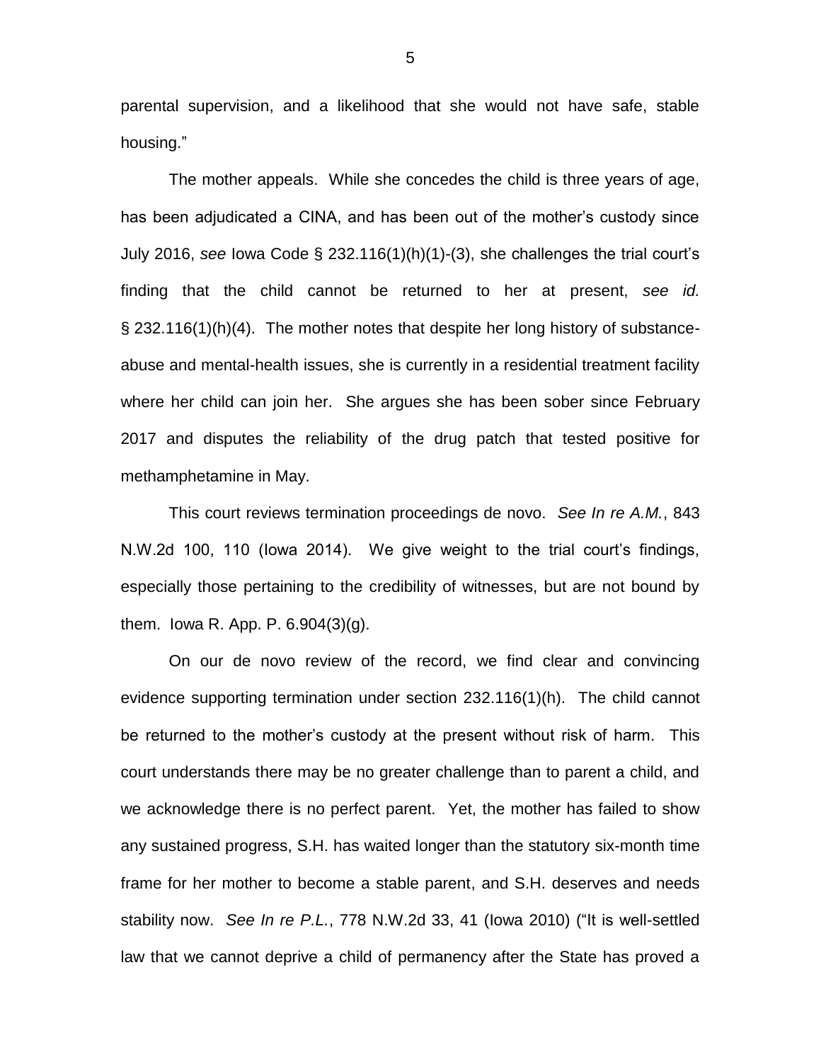parental supervision, and a likelihood that she would not have safe, stable housing."

The mother appeals. While she concedes the child is three years of age, has been adjudicated a CINA, and has been out of the mother's custody since July 2016, *see* Iowa Code § 232.116(1)(h)(1)-(3), she challenges the trial court's finding that the child cannot be returned to her at present, *see id.* § 232.116(1)(h)(4). The mother notes that despite her long history of substance-abuse and mental-health issues, she is currently in a residential treatment facility where her child can join her. She argues she has been sober since February 2017 and disputes the reliability of the drug patch that tested positive for methamphetamine in May.

This court reviews termination proceedings de novo. *See In re A.M.*, 843 N.W.2d 100, 110 (Iowa 2014). We give weight to the trial court's findings, especially those pertaining to the credibility of witnesses, but are not bound by them. Iowa R. App. P. 6.904(3)(g).

On our de novo review of the record, we find clear and convincing evidence supporting termination under section 232.116(1)(h). The child cannot be returned to the mother's custody at the present without risk of harm. This court understands there may be no greater challenge than to parent a child, and we acknowledge there is no perfect parent. Yet, the mother has failed to show any sustained progress, S.H. has waited longer than the statutory six-month time frame for her mother to become a stable parent, and S.H. deserves and needs stability now. *See In re P.L.*, 778 N.W.2d 33, 41 (Iowa 2010) ("It is well-settled law that we cannot deprive a child of permanency after the State has proved a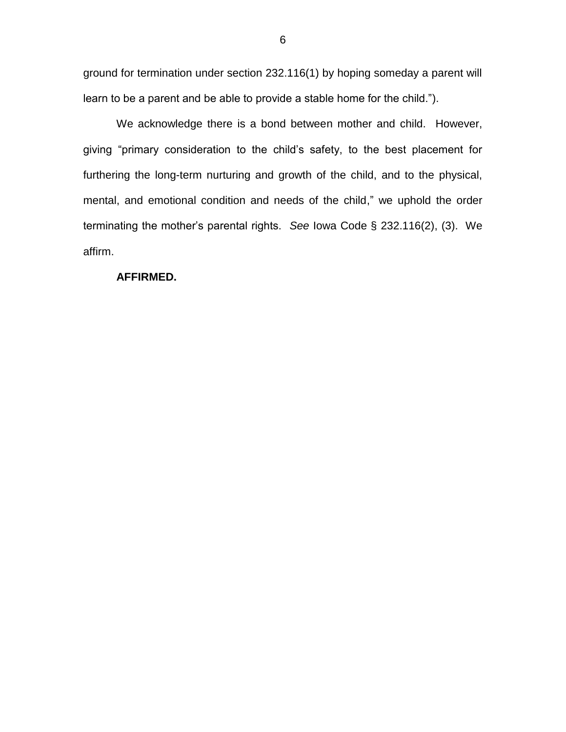ground for termination under section 232.116(1) by hoping someday a parent will learn to be a parent and be able to provide a stable home for the child.").

We acknowledge there is a bond between mother and child. However, giving "primary consideration to the child's safety, to the best placement for furthering the long-term nurturing and growth of the child, and to the physical, mental, and emotional condition and needs of the child," we uphold the order terminating the mother's parental rights. *See* Iowa Code § 232.116(2), (3). We affirm.

**AFFIRMED.**